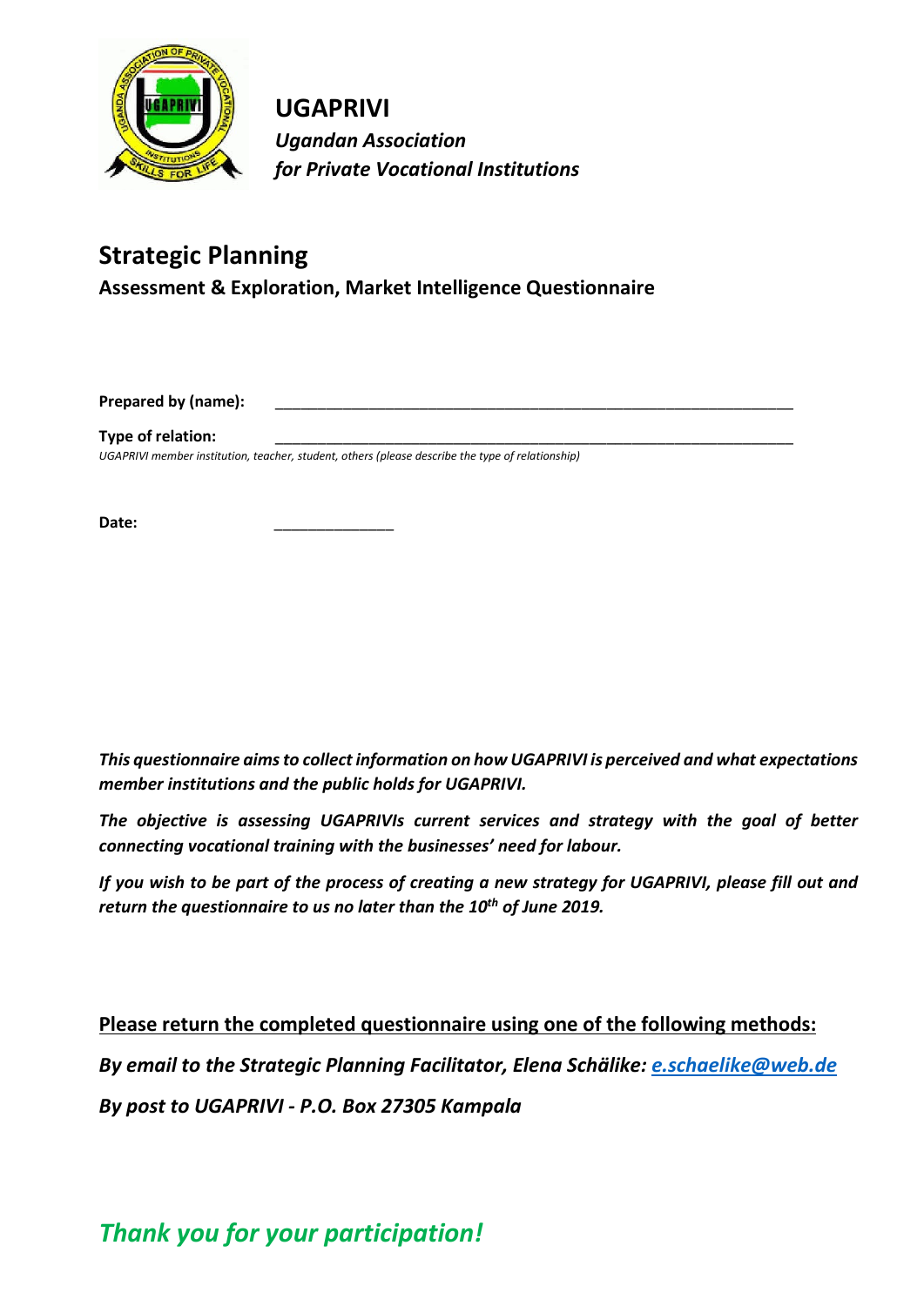**UGAPRIVI**

***Ugandan Association***
***for Private Vocational Institutions***

# Strategic Planning

## Assessment & Exploration, Market Intelligence Questionnaire

**Prepared by (name):** ____________________________________________________________

**Type of relation:** ____________________________________________________________

*UGAPRIVI member institution, teacher, student, others (please describe the type of relationship)*

**Date:** _______________

***This questionnaire aims to collect information on how UGAPRIVI is perceived and what expectations member institutions and the public holds for UGAPRIVI.***

***The objective is assessing UGAPRIVIs current services and strategy with the goal of better connecting vocational training with the businesses' need for labour.***

***If you wish to be part of the process of creating a new strategy for UGAPRIVI, please fill out and return the questionnaire to us no later than the 10th of June 2019.***

**Please return the completed questionnaire using one of the following methods:**

***By email to the Strategic Planning Facilitator, Elena Schälike: e.schaelike@web.de***

***By post to UGAPRIVI - P.O. Box 27305 Kampala***

***Thank you for your participation!***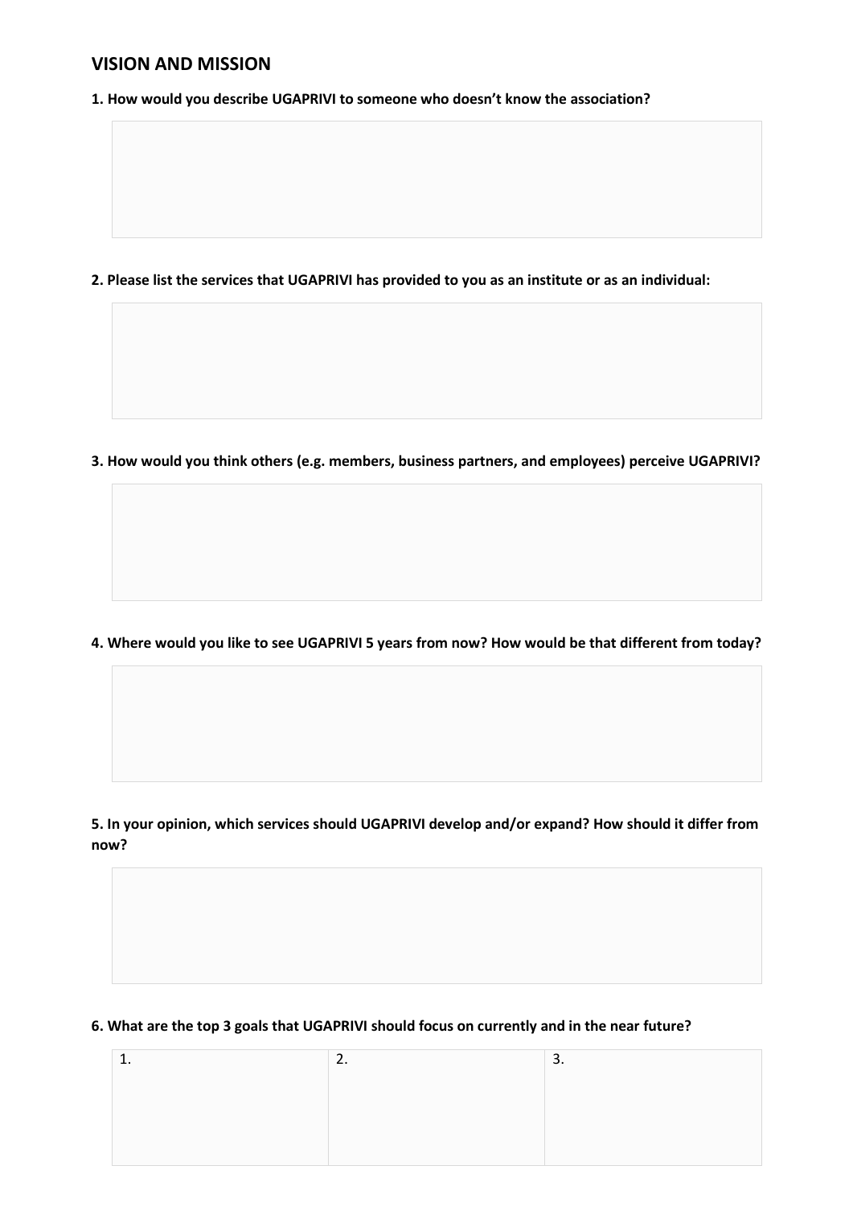## VISION AND MISSION

**1. How would you describe UGAPRIVI to someone who doesn't know the association?**

**2. Please list the services that UGAPRIVI has provided to you as an institute or as an individual:**

**3. How would you think others (e.g. members, business partners, and employees) perceive UGAPRIVI?**

**4. Where would you like to see UGAPRIVI 5 years from now? How would be that different from today?**

**5. In your opinion, which services should UGAPRIVI develop and/or expand? How should it differ from now?**

**6. What are the top 3 goals that UGAPRIVI should focus on currently and in the near future?**

| 1. | 2. | 3. |
|---|---|---|
| | | |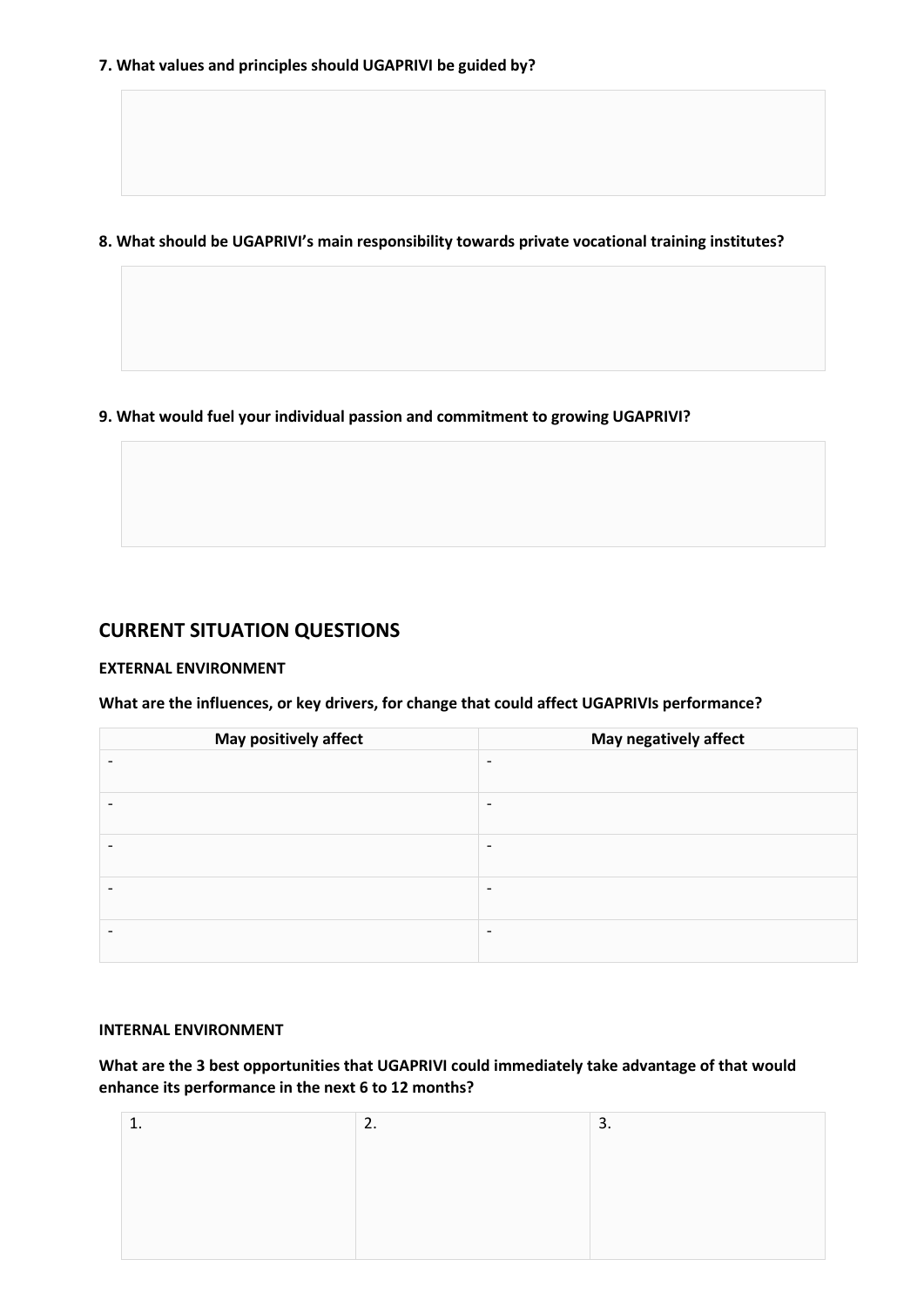**7. What values and principles should UGAPRIVI be guided by?**

**8. What should be UGAPRIVI's main responsibility towards private vocational training institutes?**

**9. What would fuel your individual passion and commitment to growing UGAPRIVI?**

## CURRENT SITUATION QUESTIONS

### EXTERNAL ENVIRONMENT

**What are the influences, or key drivers, for change that could affect UGAPRIVIs performance?**

| May positively affect | May negatively affect |
| --- | --- |
| - | - |
| - | - |
| - | - |
| - | - |
| - | - |

### INTERNAL ENVIRONMENT

**What are the 3 best opportunities that UGAPRIVI could immediately take advantage of that would enhance its performance in the next 6 to 12 months?**

| 1. | 2. | 3. |
| --- | --- | --- |
| | | |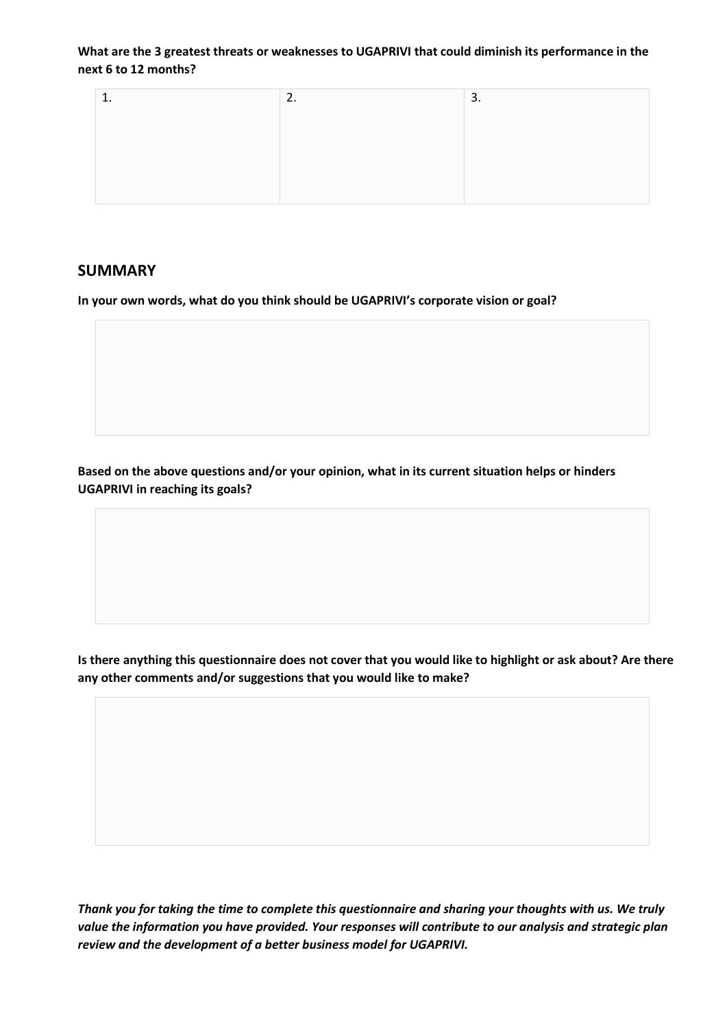**What are the 3 greatest threats or weaknesses to UGAPRIVI that could diminish its performance in the next 6 to 12 months?**

| 1. | 2. | 3. |
|---|---|---|
| | | |

## SUMMARY

**In your own words, what do you think should be UGAPRIVI's corporate vision or goal?**

**Based on the above questions and/or your opinion, what in its current situation helps or hinders UGAPRIVI in reaching its goals?**

**Is there anything this questionnaire does not cover that you would like to highlight or ask about? Are there any other comments and/or suggestions that you would like to make?**

***Thank you for taking the time to complete this questionnaire and sharing your thoughts with us. We truly value the information you have provided. Your responses will contribute to our analysis and strategic plan review and the development of a better business model for UGAPRIVI.***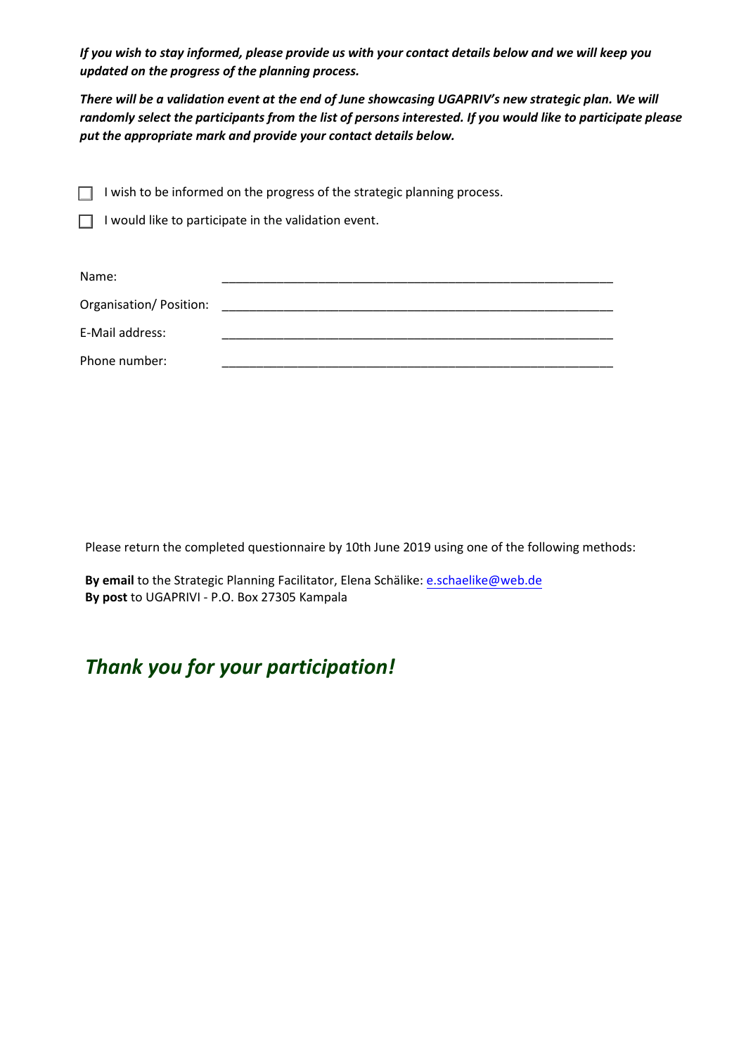***If you wish to stay informed, please provide us with your contact details below and we will keep you updated on the progress of the planning process.***

***There will be a validation event at the end of June showcasing UGAPRIV's new strategic plan. We will randomly select the participants from the list of persons interested. If you would like to participate please put the appropriate mark and provide your contact details below.***

☐ I wish to be informed on the progress of the strategic planning process.

☐ I would like to participate in the validation event.

Name: ___________________________________________________________

Organisation/ Position: ___________________________________________________________

E-Mail address: ___________________________________________________________

Phone number: ___________________________________________________________

Please return the completed questionnaire by 10th June 2019 using one of the following methods:

**By email** to the Strategic Planning Facilitator, Elena Schälike: e.schaelike@web.de
**By post** to UGAPRIVI - P.O. Box 27305 Kampala

## *Thank you for your participation!*